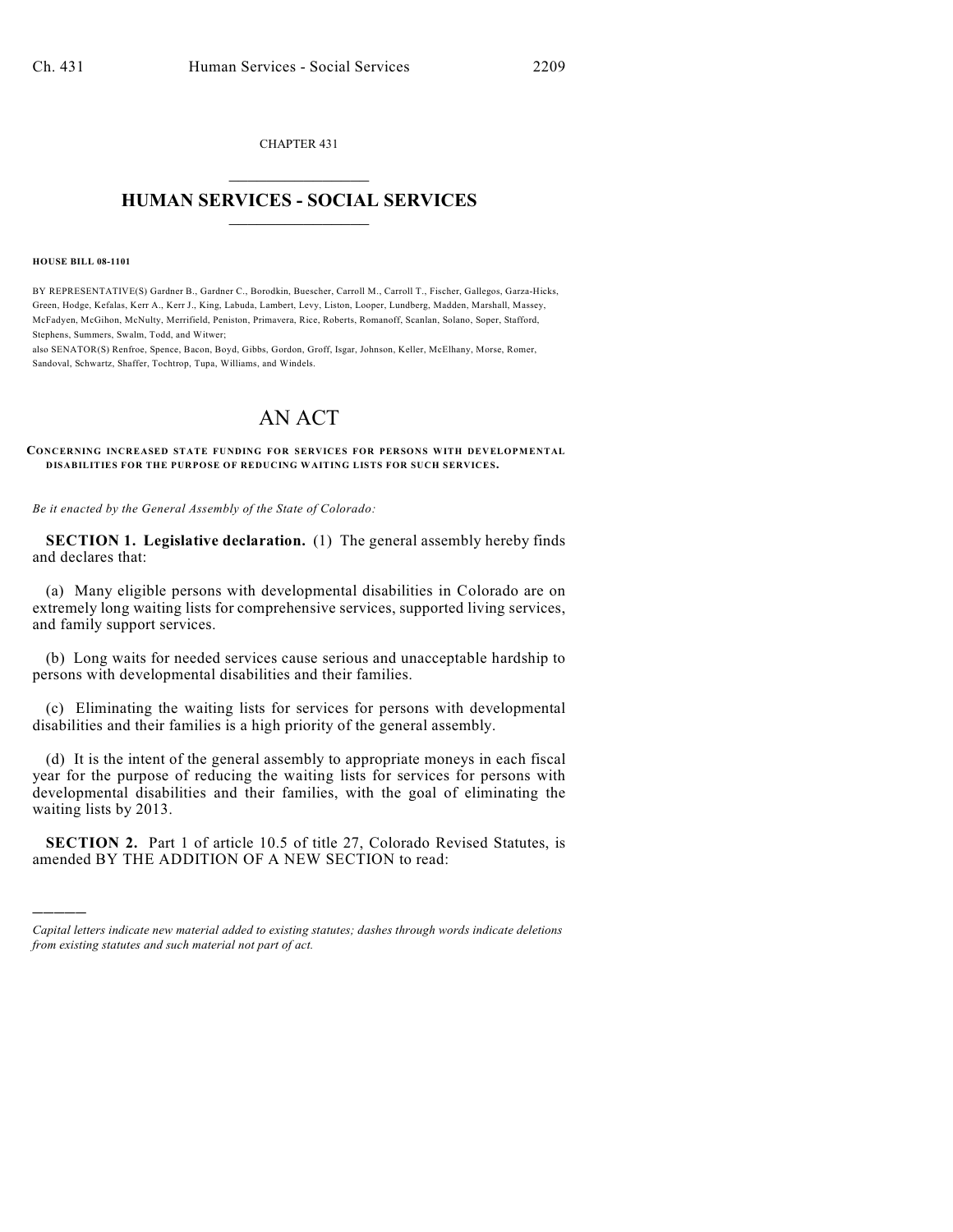CHAPTER 431

# HUMAN SERVICES - SOCIAL SERVICES

**HOUSE BILL 08-1101**

BY REPRESENTATIVE(S) Gardner B., Gardner C., Borodkin, Buescher, Carroll M., Carroll T., Fischer, Gallegos, Garza-Hicks, Green, Hodge, Kefalas, Kerr A., Kerr J., King, Labuda, Lambert, Levy, Liston, Looper, Lundberg, Madden, Marshall, Massey, McFadyen, McGihon, McNulty, Merrifield, Peniston, Primavera, Rice, Roberts, Romanoff, Scanlan, Solano, Soper, Stafford, Stephens, Summers, Swalm, Todd, and Witwer;
also SENATOR(S) Renfroe, Spence, Bacon, Boyd, Gibbs, Gordon, Groff, Isgar, Johnson, Keller, McElhany, Morse, Romer, Sandoval, Schwartz, Shaffer, Tochtrop, Tupa, Williams, and Windels.

# AN ACT

**CONCERNING INCREASED STATE FUNDING FOR SERVICES FOR PERSONS WITH DEVELOPMENTAL DISABILITIES FOR THE PURPOSE OF REDUCING WAITING LISTS FOR SUCH SERVICES.**

*Be it enacted by the General Assembly of the State of Colorado:*

**SECTION 1. Legislative declaration.** (1) The general assembly hereby finds and declares that:

(a) Many eligible persons with developmental disabilities in Colorado are on extremely long waiting lists for comprehensive services, supported living services, and family support services.

(b) Long waits for needed services cause serious and unacceptable hardship to persons with developmental disabilities and their families.

(c) Eliminating the waiting lists for services for persons with developmental disabilities and their families is a high priority of the general assembly.

(d) It is the intent of the general assembly to appropriate moneys in each fiscal year for the purpose of reducing the waiting lists for services for persons with developmental disabilities and their families, with the goal of eliminating the waiting lists by 2013.

**SECTION 2.** Part 1 of article 10.5 of title 27, Colorado Revised Statutes, is amended BY THE ADDITION OF A NEW SECTION to read:

---

*Capital letters indicate new material added to existing statutes; dashes through words indicate deletions from existing statutes and such material not part of act.*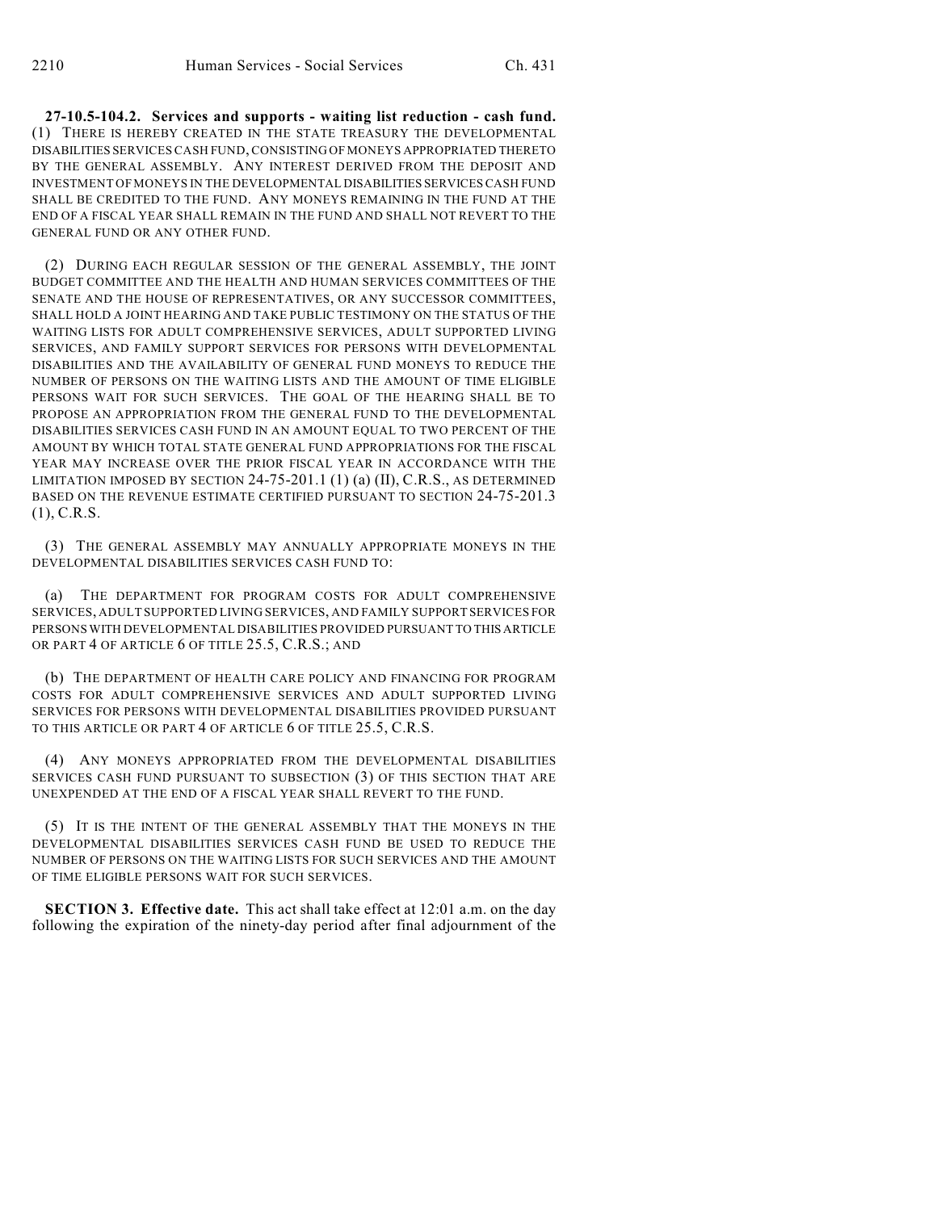**27-10.5-104.2. Services and supports - waiting list reduction - cash fund.** (1) THERE IS HEREBY CREATED IN THE STATE TREASURY THE DEVELOPMENTAL DISABILITIES SERVICES CASH FUND, CONSISTING OF MONEYS APPROPRIATED THERETO BY THE GENERAL ASSEMBLY. ANY INTEREST DERIVED FROM THE DEPOSIT AND INVESTMENT OF MONEYS IN THE DEVELOPMENTAL DISABILITIES SERVICES CASH FUND SHALL BE CREDITED TO THE FUND. ANY MONEYS REMAINING IN THE FUND AT THE END OF A FISCAL YEAR SHALL REMAIN IN THE FUND AND SHALL NOT REVERT TO THE GENERAL FUND OR ANY OTHER FUND.

(2) DURING EACH REGULAR SESSION OF THE GENERAL ASSEMBLY, THE JOINT BUDGET COMMITTEE AND THE HEALTH AND HUMAN SERVICES COMMITTEES OF THE SENATE AND THE HOUSE OF REPRESENTATIVES, OR ANY SUCCESSOR COMMITTEES, SHALL HOLD A JOINT HEARING AND TAKE PUBLIC TESTIMONY ON THE STATUS OF THE WAITING LISTS FOR ADULT COMPREHENSIVE SERVICES, ADULT SUPPORTED LIVING SERVICES, AND FAMILY SUPPORT SERVICES FOR PERSONS WITH DEVELOPMENTAL DISABILITIES AND THE AVAILABILITY OF GENERAL FUND MONEYS TO REDUCE THE NUMBER OF PERSONS ON THE WAITING LISTS AND THE AMOUNT OF TIME ELIGIBLE PERSONS WAIT FOR SUCH SERVICES. THE GOAL OF THE HEARING SHALL BE TO PROPOSE AN APPROPRIATION FROM THE GENERAL FUND TO THE DEVELOPMENTAL DISABILITIES SERVICES CASH FUND IN AN AMOUNT EQUAL TO TWO PERCENT OF THE AMOUNT BY WHICH TOTAL STATE GENERAL FUND APPROPRIATIONS FOR THE FISCAL YEAR MAY INCREASE OVER THE PRIOR FISCAL YEAR IN ACCORDANCE WITH THE LIMITATION IMPOSED BY SECTION 24-75-201.1 (1) (a) (II), C.R.S., AS DETERMINED BASED ON THE REVENUE ESTIMATE CERTIFIED PURSUANT TO SECTION 24-75-201.3 (1), C.R.S.

(3) THE GENERAL ASSEMBLY MAY ANNUALLY APPROPRIATE MONEYS IN THE DEVELOPMENTAL DISABILITIES SERVICES CASH FUND TO:

(a) THE DEPARTMENT FOR PROGRAM COSTS FOR ADULT COMPREHENSIVE SERVICES, ADULT SUPPORTED LIVING SERVICES, AND FAMILY SUPPORT SERVICES FOR PERSONS WITH DEVELOPMENTAL DISABILITIES PROVIDED PURSUANT TO THIS ARTICLE OR PART 4 OF ARTICLE 6 OF TITLE 25.5, C.R.S.; AND

(b) THE DEPARTMENT OF HEALTH CARE POLICY AND FINANCING FOR PROGRAM COSTS FOR ADULT COMPREHENSIVE SERVICES AND ADULT SUPPORTED LIVING SERVICES FOR PERSONS WITH DEVELOPMENTAL DISABILITIES PROVIDED PURSUANT TO THIS ARTICLE OR PART 4 OF ARTICLE 6 OF TITLE 25.5, C.R.S.

(4) ANY MONEYS APPROPRIATED FROM THE DEVELOPMENTAL DISABILITIES SERVICES CASH FUND PURSUANT TO SUBSECTION (3) OF THIS SECTION THAT ARE UNEXPENDED AT THE END OF A FISCAL YEAR SHALL REVERT TO THE FUND.

(5) IT IS THE INTENT OF THE GENERAL ASSEMBLY THAT THE MONEYS IN THE DEVELOPMENTAL DISABILITIES SERVICES CASH FUND BE USED TO REDUCE THE NUMBER OF PERSONS ON THE WAITING LISTS FOR SUCH SERVICES AND THE AMOUNT OF TIME ELIGIBLE PERSONS WAIT FOR SUCH SERVICES.

**SECTION 3. Effective date.** This act shall take effect at 12:01 a.m. on the day following the expiration of the ninety-day period after final adjournment of the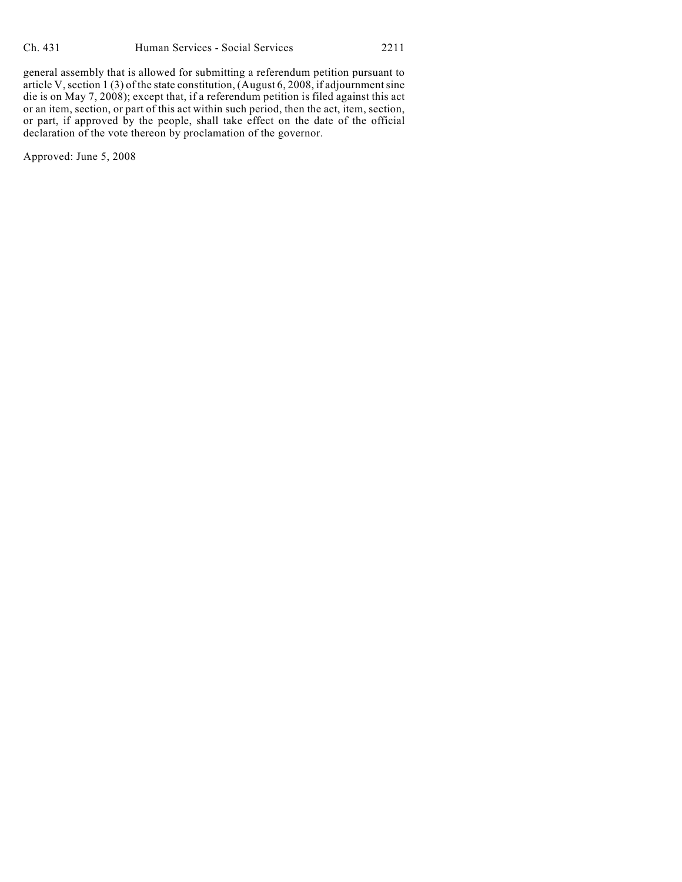general assembly that is allowed for submitting a referendum petition pursuant to article V, section 1 (3) of the state constitution, (August 6, 2008, if adjournment sine die is on May 7, 2008); except that, if a referendum petition is filed against this act or an item, section, or part of this act within such period, then the act, item, section, or part, if approved by the people, shall take effect on the date of the official declaration of the vote thereon by proclamation of the governor.

Approved: June 5, 2008